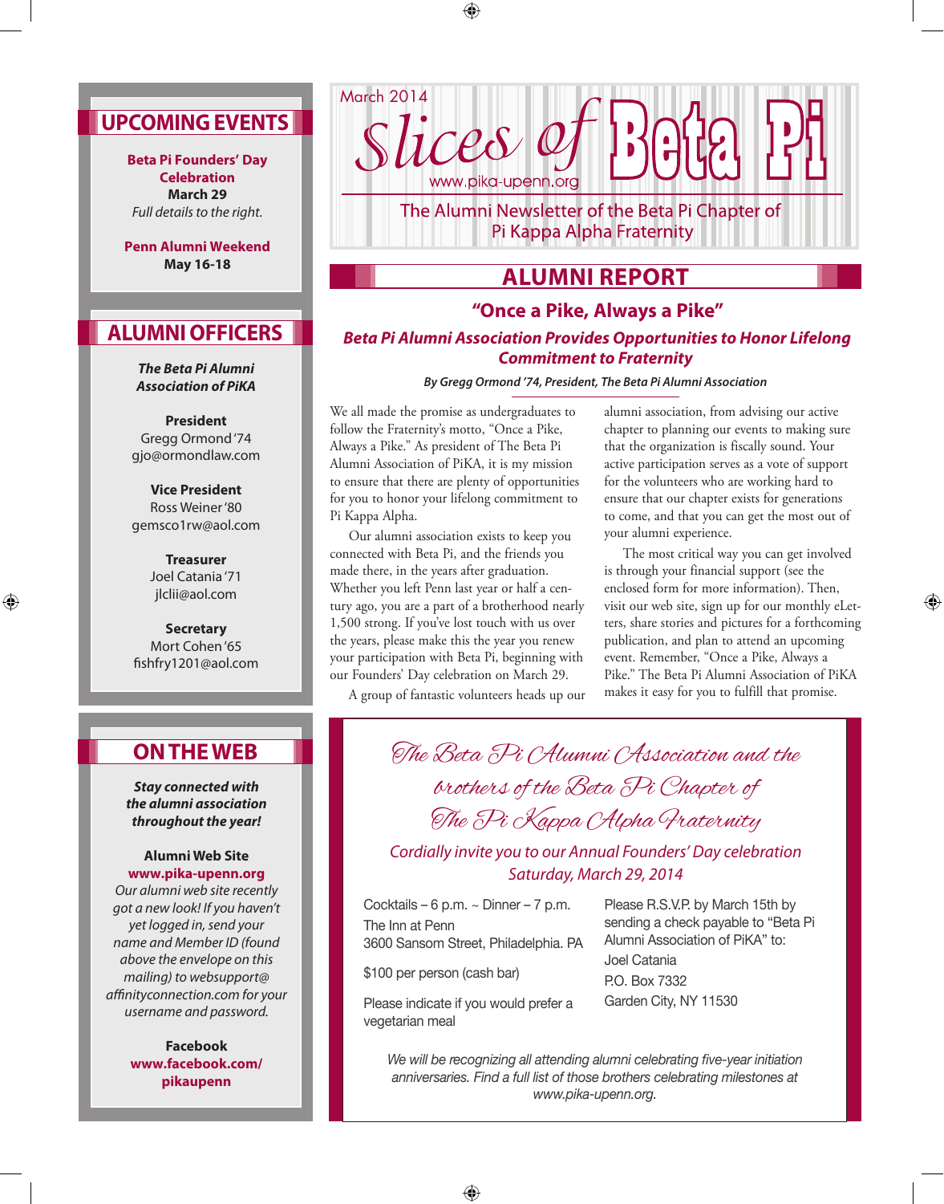March 2014

# Slices of Beta Pi

www.pika-upenn.org

The Alumni Newsletter of the Beta Pi Chapter of Pi Kappa Alpha Fraternity

## ALUMNI REPORT

### "Once a Pike, Always a Pike"

***Beta Pi Alumni Association Provides Opportunities to Honor Lifelong Commitment to Fraternity***

***By Gregg Ormond '74, President, The Beta Pi Alumni Association***

We all made the promise as undergraduates to follow the Fraternity's motto, "Once a Pike, Always a Pike." As president of The Beta Pi Alumni Association of PiKA, it is my mission to ensure that there are plenty of opportunities for you to honor your lifelong commitment to Pi Kappa Alpha.

Our alumni association exists to keep you connected with Beta Pi, and the friends you made there, in the years after graduation. Whether you left Penn last year or half a century ago, you are a part of a brotherhood nearly 1,500 strong. If you've lost touch with us over the years, please make this the year you renew your participation with Beta Pi, beginning with our Founders' Day celebration on March 29.

A group of fantastic volunteers heads up our alumni association, from advising our active chapter to planning our events to making sure that the organization is fiscally sound. Your active participation serves as a vote of support for the volunteers who are working hard to ensure that our chapter exists for generations to come, and that you can get the most out of your alumni experience.

The most critical way you can get involved is through your financial support (see the enclosed form for more information). Then, visit our web site, sign up for our monthly eLetters, share stories and pictures for a forthcoming publication, and plan to attend an upcoming event. Remember, "Once a Pike, Always a Pike." The Beta Pi Alumni Association of PiKA makes it easy for you to fulfill that promise.

---

*The Beta Pi Alumni Association and the brothers of the Beta Pi Chapter of The Pi Kappa Alpha Fraternity*

*Cordially invite you to our Annual Founders' Day celebration*
*Saturday, March 29, 2014*

Cocktails – 6 p.m. ~ Dinner – 7 p.m.
The Inn at Penn
3600 Sansom Street, Philadelphia. PA

$100 per person (cash bar)

Please indicate if you would prefer a vegetarian meal

Please R.S.V.P. by March 15th by sending a check payable to "Beta Pi Alumni Association of PiKA" to:
Joel Catania
P.O. Box 7332
Garden City, NY 11530

*We will be recognizing all attending alumni celebrating five-year initiation anniversaries. Find a full list of those brothers celebrating milestones at www.pika-upenn.org.*

---

## UPCOMING EVENTS

**Beta Pi Founders' Day Celebration**
**March 29**
*Full details to the right.*

**Penn Alumni Weekend**
**May 16-18**

## ALUMNI OFFICERS

***The Beta Pi Alumni Association of PiKA***

**President**
Gregg Ormond '74
gjo@ormondlaw.com

**Vice President**
Ross Weiner '80
gemsco1rw@aol.com

**Treasurer**
Joel Catania '71
jlclii@aol.com

**Secretary**
Mort Cohen '65
fishfry1201@aol.com

## ON THE WEB

***Stay connected with the alumni association throughout the year!***

**Alumni Web Site**
**www.pika-upenn.org**
*Our alumni web site recently got a new look! If you haven't yet logged in, send your name and Member ID (found above the envelope on this mailing) to websupport@affinityconnection.com for your username and password.*

**Facebook**
**www.facebook.com/pikaupenn**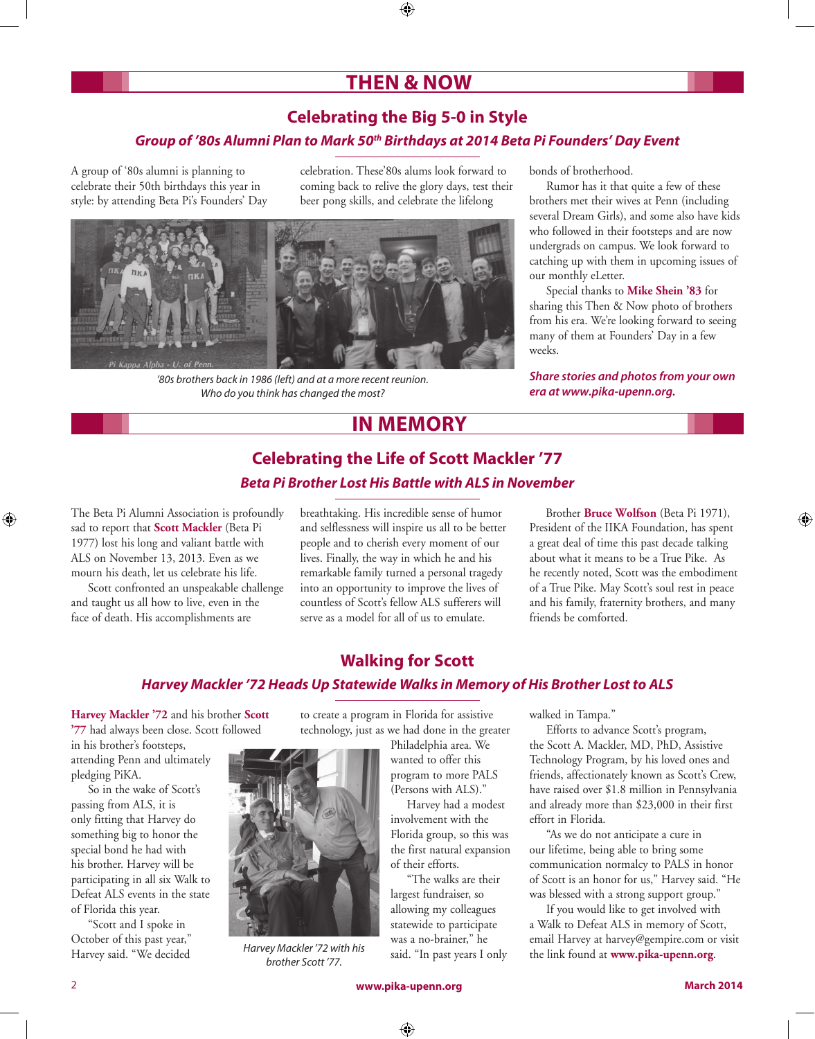# THEN & NOW

## Celebrating the Big 5-0 in Style

### *Group of '80s Alumni Plan to Mark 50th Birthdays at 2014 Beta Pi Founders' Day Event*

A group of '80s alumni is planning to celebrate their 50th birthdays this year in style: by attending Beta Pi's Founders' Day celebration. These'80s alums look forward to coming back to relive the glory days, test their beer pong skills, and celebrate the lifelong bonds of brotherhood.

Rumor has it that quite a few of these brothers met their wives at Penn (including several Dream Girls), and some also have kids who followed in their footsteps and are now undergrads on campus. We look forward to catching up with them in upcoming issues of our monthly eLetter.

Special thanks to **Mike Shein '83** for sharing this Then & Now photo of brothers from his era. We're looking forward to seeing many of them at Founders' Day in a few weeks.

*'80s brothers back in 1986 (left) and at a more recent reunion. Who do you think has changed the most?*

***Share stories and photos from your own era at www.pika-upenn.org.***

# IN MEMORY

## Celebrating the Life of Scott Mackler '77

### *Beta Pi Brother Lost His Battle with ALS in November*

The Beta Pi Alumni Association is profoundly sad to report that **Scott Mackler** (Beta Pi 1977) lost his long and valiant battle with ALS on November 13, 2013. Even as we mourn his death, let us celebrate his life.

Scott confronted an unspeakable challenge and taught us all how to live, even in the face of death. His accomplishments are breathtaking. His incredible sense of humor and selflessness will inspire us all to be better people and to cherish every moment of our lives. Finally, the way in which he and his remarkable family turned a personal tragedy into an opportunity to improve the lives of countless of Scott's fellow ALS sufferers will serve as a model for all of us to emulate.

Brother **Bruce Wolfson** (Beta Pi 1971), President of the IIKA Foundation, has spent a great deal of time this past decade talking about what it means to be a True Pike. As he recently noted, Scott was the embodiment of a True Pike. May Scott's soul rest in peace and his family, fraternity brothers, and many friends be comforted.

## Walking for Scott

### *Harvey Mackler '72 Heads Up Statewide Walks in Memory of His Brother Lost to ALS*

**Harvey Mackler '72** and his brother **Scott '77** had always been close. Scott followed in his brother's footsteps, attending Penn and ultimately pledging PiKA.

So in the wake of Scott's passing from ALS, it is only fitting that Harvey do something big to honor the special bond he had with his brother. Harvey will be participating in all six Walk to Defeat ALS events in the state of Florida this year.

"Scott and I spoke in October of this past year," Harvey said. "We decided to create a program in Florida for assistive technology, just as we had done in the greater Philadelphia area. We wanted to offer this program to more PALS (Persons with ALS)."

*Harvey Mackler '72 with his brother Scott '77.*

Harvey had a modest involvement with the Florida group, so this was the first natural expansion of their efforts.

"The walks are their largest fundraiser, so allowing my colleagues statewide to participate was a no-brainer," he said. "In past years I only walked in Tampa."

Efforts to advance Scott's program, the Scott A. Mackler, MD, PhD, Assistive Technology Program, by his loved ones and friends, affectionately known as Scott's Crew, have raised over $1.8 million in Pennsylvania and already more than $23,000 in their first effort in Florida.

"As we do not anticipate a cure in our lifetime, being able to bring some communication normalcy to PALS in honor of Scott is an honor for us," Harvey said. "He was blessed with a strong support group."

If you would like to get involved with a Walk to Defeat ALS in memory of Scott, email Harvey at harvey@gempire.com or visit the link found at **www.pika-upenn.org**.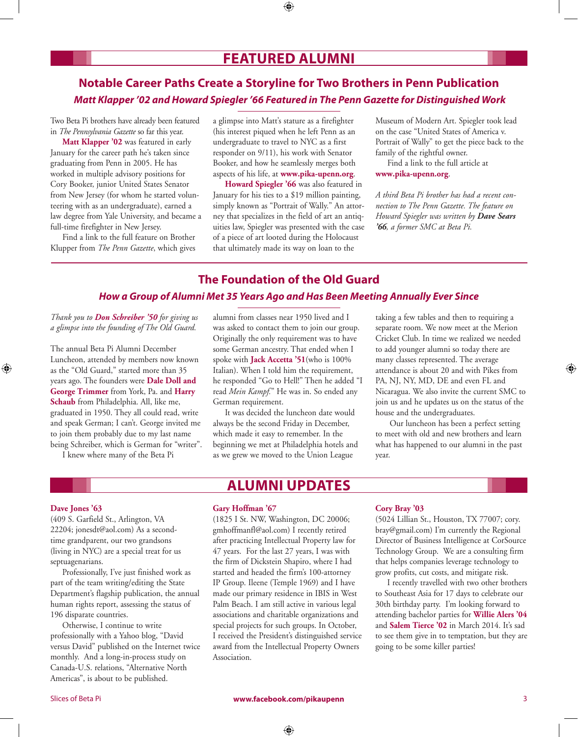# FEATURED ALUMNI

## Notable Career Paths Create a Storyline for Two Brothers in Penn Publication

### *Matt Klapper '02 and Howard Spiegler '66 Featured in The Penn Gazette for Distinguished Work*

Two Beta Pi brothers have already been featured in *The Pennsylvania Gazette* so far this year.

**Matt Klapper '02** was featured in early January for the career path he's taken since graduating from Penn in 2005. He has worked in multiple advisory positions for Cory Booker, junior United States Senator from New Jersey (for whom he started volunteering with as an undergraduate), earned a law degree from Yale University, and became a full-time firefighter in New Jersey.

Find a link to the full feature on Brother Klupper from *The Penn Gazette*, which gives a glimpse into Matt's stature as a firefighter (his interest piqued when he left Penn as an undergraduate to travel to NYC as a first responder on 9/11), his work with Senator Booker, and how he seamlessly merges both aspects of his life, at **www.pika-upenn.org**.

**Howard Spiegler '66** was also featured in January for his ties to a $19 million painting, simply known as "Portrait of Wally." An attorney that specializes in the field of art an antiquities law, Spiegler was presented with the case of a piece of art looted during the Holocaust that ultimately made its way on loan to the Museum of Modern Art. Spiegler took lead on the case "United States of America v. Portrait of Wally" to get the piece back to the family of the rightful owner.

Find a link to the full article at **www.pika-upenn.org**.

*A third Beta Pi brother has had a recent connection to The Penn Gazette. The feature on Howard Spiegler was written by* ***Dave Sears '66****, a former SMC at Beta Pi.*

## The Foundation of the Old Guard

### *How a Group of Alumni Met 35 Years Ago and Has Been Meeting Annually Ever Since*

*Thank you to* ***Don Schreiber '50*** *for giving us a glimpse into the founding of The Old Guard.*

The annual Beta Pi Alumni December Luncheon, attended by members now known as the "Old Guard," started more than 35 years ago. The founders were **Dale Doll and George Trimmer** from York, Pa. and **Harry Schaub** from Philadelphia. All, like me, graduated in 1950. They all could read, write and speak German; I can't. George invited me to join them probably due to my last name being Schreiber, which is German for "writer".

I knew where many of the Beta Pi alumni from classes near 1950 lived and I was asked to contact them to join our group. Originally the only requirement was to have some German ancestry. That ended when I spoke with **Jack Accetta '51**(who is 100% Italian). When I told him the requirement, he responded "Go to Hell!" Then he added "I read *Mein Kampf.*" He was in. So ended any German requirement.

It was decided the luncheon date would always be the second Friday in December, which made it easy to remember. In the beginning we met at Philadelphia hotels and as we grew we moved to the Union League taking a few tables and then to requiring a separate room. We now meet at the Merion Cricket Club. In time we realized we needed to add younger alumni so today there are many classes represented. The average attendance is about 20 and with Pikes from PA, NJ, NY, MD, DE and even FL and Nicaragua. We also invite the current SMC to join us and he updates us on the status of the house and the undergraduates.

Our luncheon has been a perfect setting to meet with old and new brothers and learn what has happened to our alumni in the past year.

# ALUMNI UPDATES

**Dave Jones '63**
(409 S. Garfield St., Arlington, VA 22204; jonesdt@aol.com) As a second-time grandparent, our two grandsons (living in NYC) are a special treat for us septuagenarians.

Professionally, I've just finished work as part of the team writing/editing the State Department's flagship publication, the annual human rights report, assessing the status of 196 disparate countries.

Otherwise, I continue to write professionally with a Yahoo blog, "David versus David" published on the Internet twice monthly. And a long-in-process study on Canada-U.S. relations, "Alternative North Americas", is about to be published.

**Gary Hoffman '67**
(1825 I St. NW, Washington, DC 20006; gmhoffmanfl@aol.com) I recently retired after practicing Intellectual Property law for 47 years. For the last 27 years, I was with the firm of Dickstein Shapiro, where I had started and headed the firm's 100-attorney IP Group. Ileene (Temple 1969) and I have made our primary residence in IBIS in West Palm Beach. I am still active in various legal associations and charitable organizations and special projects for such groups. In October, I received the President's distinguished service award from the Intellectual Property Owners Association.

**Cory Bray '03**
(5024 Lillian St., Houston, TX 77007; cory.bray@gmail.com) I'm currently the Regional Director of Business Intelligence at CorSource Technology Group. We are a consulting firm that helps companies leverage technology to grow profits, cut costs, and mitigate risk.

I recently travelled with two other brothers to Southeast Asia for 17 days to celebrate our 30th birthday party. I'm looking forward to attending bachelor parties for **Willie Alers '04** and **Salem Tierce '02** in March 2014. It's sad to see them give in to temptation, but they are going to be some killer parties!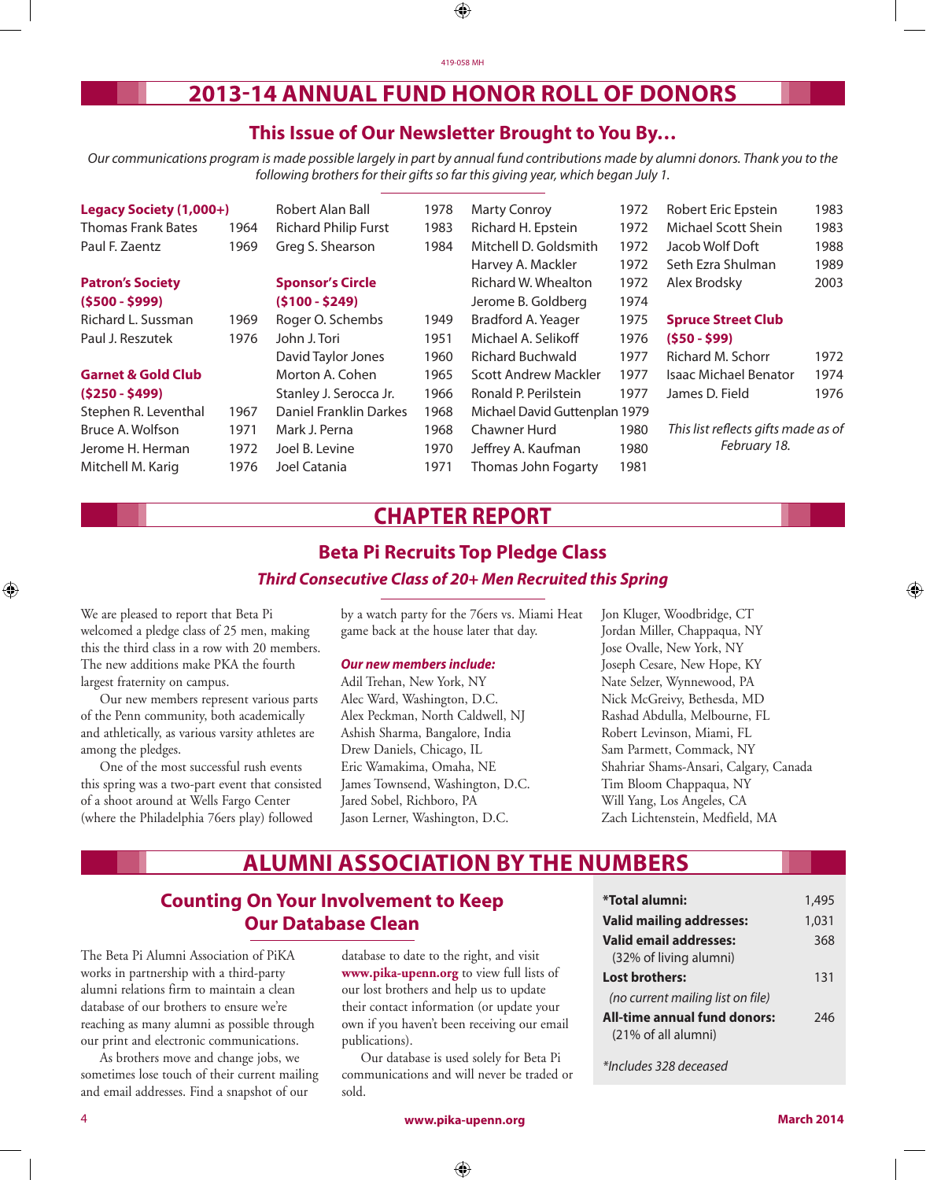# 2013-14 ANNUAL FUND HONOR ROLL OF DONORS

## This Issue of Our Newsletter Brought to You By…

*Our communications program is made possible largely in part by annual fund contributions made by alumni donors. Thank you to the following brothers for their gifts so far this giving year, which began July 1.*

**Legacy Society (1,000+)**

| | |
|---|---|
| Thomas Frank Bates | 1964 |
| Paul F. Zaentz | 1969 |

**Patron's Society ($500 - $999)**

| | |
|---|---|
| Richard L. Sussman | 1969 |
| Paul J. Reszutek | 1976 |

**Garnet & Gold Club ($250 - $499)**

| | |
|---|---|
| Stephen R. Leventhal | 1967 |
| Bruce A. Wolfson | 1971 |
| Jerome H. Herman | 1972 |
| Mitchell M. Karig | 1976 |
| Robert Alan Ball | 1978 |
| Richard Philip Furst | 1983 |
| Greg S. Shearson | 1984 |

**Sponsor's Circle ($100 - $249)**

| | |
|---|---|
| Roger O. Schembs | 1949 |
| John J. Tori | 1951 |
| David Taylor Jones | 1960 |
| Morton A. Cohen | 1965 |
| Stanley J. Serocca Jr. | 1966 |
| Daniel Franklin Darkes | 1968 |
| Mark J. Perna | 1968 |
| Joel B. Levine | 1970 |
| Joel Catania | 1971 |
| Marty Conroy | 1972 |
| Richard H. Epstein | 1972 |
| Mitchell D. Goldsmith | 1972 |
| Harvey A. Mackler | 1972 |
| Richard W. Whealton | 1972 |
| Jerome B. Goldberg | 1974 |
| Bradford A. Yeager | 1975 |
| Michael A. Selikoff | 1976 |
| Richard Buchwald | 1977 |
| Scott Andrew Mackler | 1977 |
| Ronald P. Perilstein | 1977 |
| Michael David Guttenplan | 1979 |
| Chawner Hurd | 1980 |
| Jeffrey A. Kaufman | 1980 |
| Thomas John Fogarty | 1981 |
| Robert Eric Epstein | 1983 |
| Michael Scott Shein | 1983 |
| Jacob Wolf Doft | 1988 |
| Seth Ezra Shulman | 1989 |
| Alex Brodsky | 2003 |

**Spruce Street Club ($50 - $99)**

| | |
|---|---|
| Richard M. Schorr | 1972 |
| Isaac Michael Benator | 1974 |
| James D. Field | 1976 |

*This list reflects gifts made as of February 18.*

# CHAPTER REPORT

## Beta Pi Recruits Top Pledge Class

### *Third Consecutive Class of 20+ Men Recruited this Spring*

We are pleased to report that Beta Pi welcomed a pledge class of 25 men, making this the third class in a row with 20 members. The new additions make PKA the fourth largest fraternity on campus.

Our new members represent various parts of the Penn community, both academically and athletically, as various varsity athletes are among the pledges.

One of the most successful rush events this spring was a two-part event that consisted of a shoot around at Wells Fargo Center (where the Philadelphia 76ers play) followed by a watch party for the 76ers vs. Miami Heat game back at the house later that day.

***Our new members include:***

Adil Trehan, New York, NY
Alec Ward, Washington, D.C.
Alex Peckman, North Caldwell, NJ
Ashish Sharma, Bangalore, India
Drew Daniels, Chicago, IL
Eric Wamakima, Omaha, NE
James Townsend, Washington, D.C.
Jared Sobel, Richboro, PA
Jason Lerner, Washington, D.C.
Jon Kluger, Woodbridge, CT
Jordan Miller, Chappaqua, NY
Jose Ovalle, New York, NY
Joseph Cesare, New Hope, KY
Nate Selzer, Wynnewood, PA
Nick McGreivy, Bethesda, MD
Rashad Abdulla, Melbourne, FL
Robert Levinson, Miami, FL
Sam Parmett, Commack, NY
Shahriar Shams-Ansari, Calgary, Canada
Tim Bloom Chappaqua, NY
Will Yang, Los Angeles, CA
Zach Lichtenstein, Medfield, MA

# ALUMNI ASSOCIATION BY THE NUMBERS

## Counting On Your Involvement to Keep Our Database Clean

The Beta Pi Alumni Association of PiKA works in partnership with a third-party alumni relations firm to maintain a clean database of our brothers to ensure we're reaching as many alumni as possible through our print and electronic communications.

As brothers move and change jobs, we sometimes lose touch of their current mailing and email addresses. Find a snapshot of our database to date to the right, and visit **www.pika-upenn.org** to view full lists of our lost brothers and help us to update their contact information (or update your own if you haven't been receiving our email publications).

Our database is used solely for Beta Pi communications and will never be traded or sold.

| | |
|---|---|
| **\*Total alumni:** | 1,495 |
| **Valid mailing addresses:** | 1,031 |
| **Valid email addresses:** (32% of living alumni) | 368 |
| **Lost brothers:** *(no current mailing list on file)* | 131 |
| **All-time annual fund donors:** (21% of all alumni) | 246 |

*\*Includes 328 deceased*